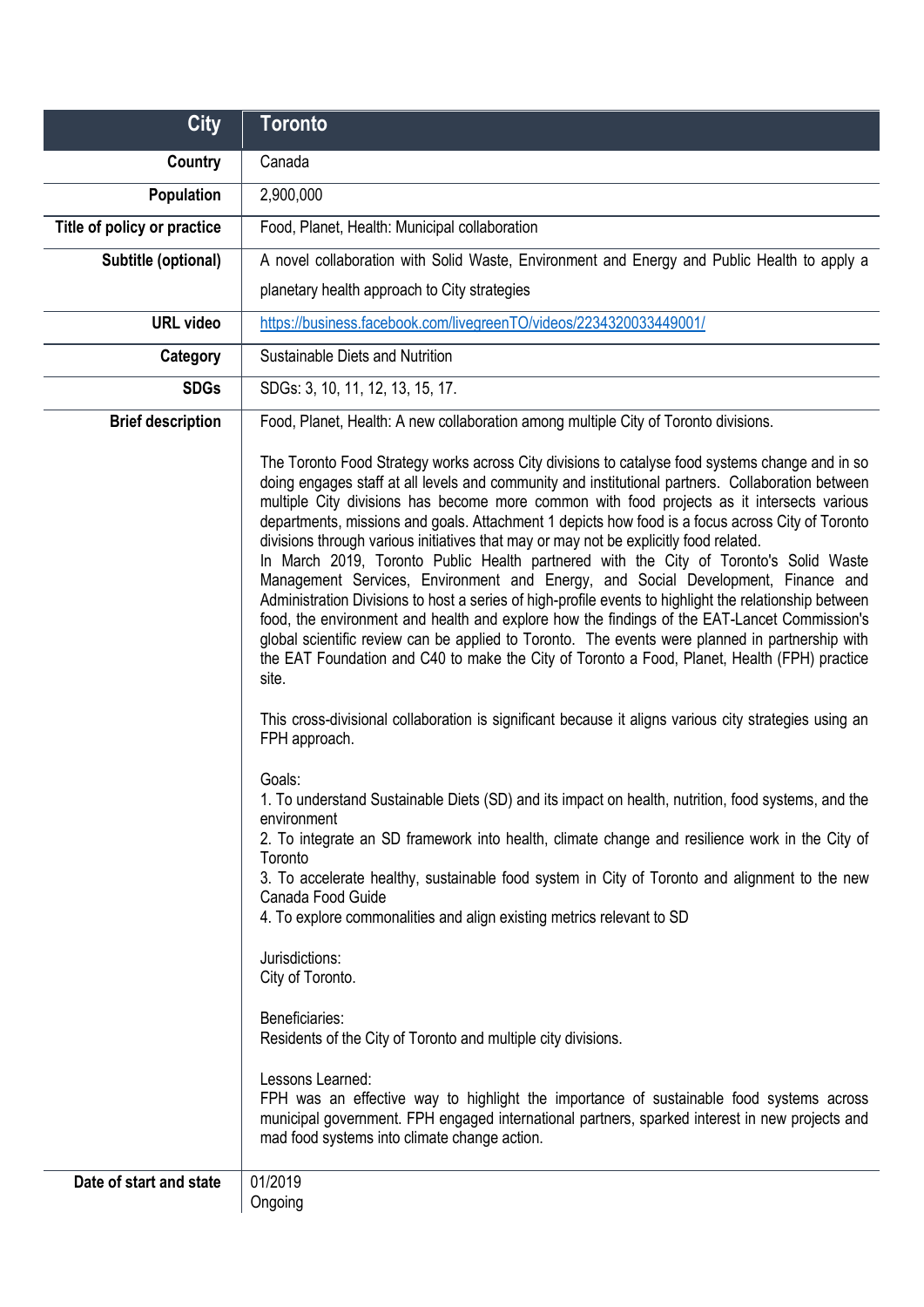| City | Toronto |
|---|---|
| Country | Canada |
| Population | 2,900,000 |
| Title of policy or practice | Food, Planet, Health: Municipal collaboration |
| Subtitle (optional) | A novel collaboration with Solid Waste, Environment and Energy and Public Health to apply a planetary health approach to City strategies |
| URL video | [https://business.facebook.com/livegreenTO/videos/2234320033449001/](https://business.facebook.com/livegreenTO/videos/2234320033449001/) |
| Category | Sustainable Diets and Nutrition |
| SDGs | SDGs: 3, 10, 11, 12, 13, 15, 17. |
| Brief description | Food, Planet, Health: A new collaboration among multiple City of Toronto divisions.<br><br>The Toronto Food Strategy works across City divisions to catalyse food systems change and in so doing engages staff at all levels and community and institutional partners. Collaboration between multiple City divisions has become more common with food projects as it intersects various departments, missions and goals. Attachment 1 depicts how food is a focus across City of Toronto divisions through various initiatives that may or may not be explicitly food related.<br>In March 2019, Toronto Public Health partnered with the City of Toronto's Solid Waste Management Services, Environment and Energy, and Social Development, Finance and Administration Divisions to host a series of high-profile events to highlight the relationship between food, the environment and health and explore how the findings of the EAT-Lancet Commission's global scientific review can be applied to Toronto. The events were planned in partnership with the EAT Foundation and C40 to make the City of Toronto a Food, Planet, Health (FPH) practice site.<br><br>This cross-divisional collaboration is significant because it aligns various city strategies using an FPH approach.<br><br>Goals:<br>1. To understand Sustainable Diets (SD) and its impact on health, nutrition, food systems, and the environment<br>2. To integrate an SD framework into health, climate change and resilience work in the City of Toronto<br>3. To accelerate healthy, sustainable food system in City of Toronto and alignment to the new Canada Food Guide<br>4. To explore commonalities and align existing metrics relevant to SD<br><br>Jurisdictions:<br>City of Toronto.<br><br>Beneficiaries:<br>Residents of the City of Toronto and multiple city divisions.<br><br>Lessons Learned:<br>FPH was an effective way to highlight the importance of sustainable food systems across municipal government. FPH engaged international partners, sparked interest in new projects and mad food systems into climate change action. |
| Date of start and state | 01/2019<br>Ongoing |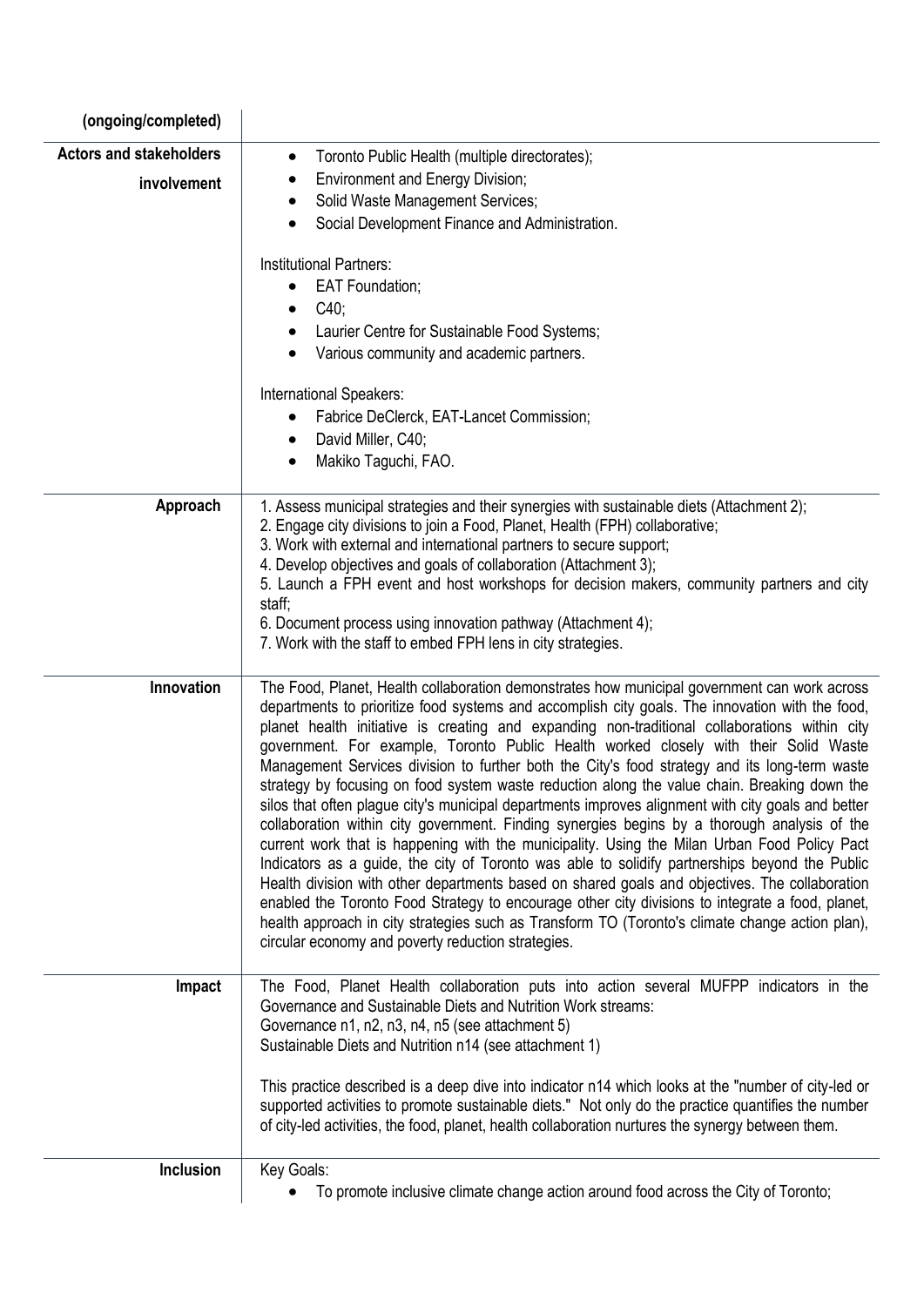| (ongoing/completed) | |
|---|---|
| **Actors and stakeholders involvement** | • Toronto Public Health (multiple directorates);<br>• Environment and Energy Division;<br>• Solid Waste Management Services;<br>• Social Development Finance and Administration.<br><br>Institutional Partners:<br>• EAT Foundation;<br>• C40;<br>• Laurier Centre for Sustainable Food Systems;<br>• Various community and academic partners.<br><br>International Speakers:<br>• Fabrice DeClerck, EAT-Lancet Commission;<br>• David Miller, C40;<br>• Makiko Taguchi, FAO. |
| **Approach** | 1. Assess municipal strategies and their synergies with sustainable diets (Attachment 2);<br>2. Engage city divisions to join a Food, Planet, Health (FPH) collaborative;<br>3. Work with external and international partners to secure support;<br>4. Develop objectives and goals of collaboration (Attachment 3);<br>5. Launch a FPH event and host workshops for decision makers, community partners and city staff;<br>6. Document process using innovation pathway (Attachment 4);<br>7. Work with the staff to embed FPH lens in city strategies. |
| **Innovation** | The Food, Planet, Health collaboration demonstrates how municipal government can work across departments to prioritize food systems and accomplish city goals. The innovation with the food, planet health initiative is creating and expanding non-traditional collaborations within city government. For example, Toronto Public Health worked closely with their Solid Waste Management Services division to further both the City's food strategy and its long-term waste strategy by focusing on food system waste reduction along the value chain. Breaking down the silos that often plague city's municipal departments improves alignment with city goals and better collaboration within city government. Finding synergies begins by a thorough analysis of the current work that is happening with the municipality. Using the Milan Urban Food Policy Pact Indicators as a guide, the city of Toronto was able to solidify partnerships beyond the Public Health division with other departments based on shared goals and objectives. The collaboration enabled the Toronto Food Strategy to encourage other city divisions to integrate a food, planet, health approach in city strategies such as Transform TO (Toronto's climate change action plan), circular economy and poverty reduction strategies. |
| **Impact** | The Food, Planet Health collaboration puts into action several MUFPP indicators in the Governance and Sustainable Diets and Nutrition Work streams:<br>Governance n1, n2, n3, n4, n5 (see attachment 5)<br>Sustainable Diets and Nutrition n14 (see attachment 1)<br><br>This practice described is a deep dive into indicator n14 which looks at the "number of city-led or supported activities to promote sustainable diets." Not only do the practice quantifies the number of city-led activities, the food, planet, health collaboration nurtures the synergy between them. |
| **Inclusion** | Key Goals:<br>• To promote inclusive climate change action around food across the City of Toronto; |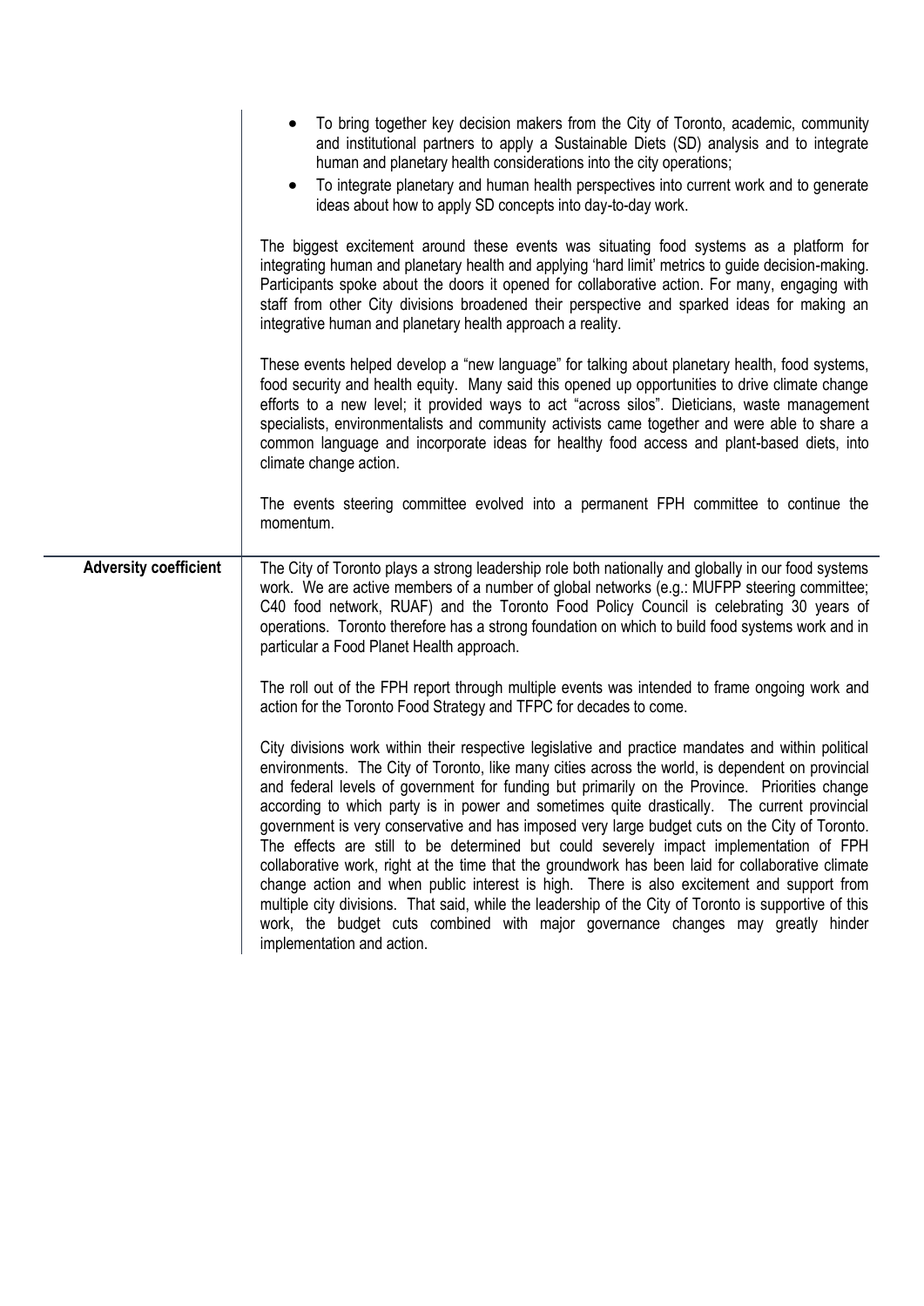| | |
|---|---|
| | • To bring together key decision makers from the City of Toronto, academic, community and institutional partners to apply a Sustainable Diets (SD) analysis and to integrate human and planetary health considerations into the city operations;<br>• To integrate planetary and human health perspectives into current work and to generate ideas about how to apply SD concepts into day-to-day work.<br><br>The biggest excitement around these events was situating food systems as a platform for integrating human and planetary health and applying 'hard limit' metrics to guide decision-making. Participants spoke about the doors it opened for collaborative action. For many, engaging with staff from other City divisions broadened their perspective and sparked ideas for making an integrative human and planetary health approach a reality.<br><br>These events helped develop a "new language" for talking about planetary health, food systems, food security and health equity. Many said this opened up opportunities to drive climate change efforts to a new level; it provided ways to act "across silos". Dieticians, waste management specialists, environmentalists and community activists came together and were able to share a common language and incorporate ideas for healthy food access and plant-based diets, into climate change action.<br><br>The events steering committee evolved into a permanent FPH committee to continue the momentum. |
| **Adversity coefficient** | The City of Toronto plays a strong leadership role both nationally and globally in our food systems work. We are active members of a number of global networks (e.g.: MUFPP steering committee; C40 food network, RUAF) and the Toronto Food Policy Council is celebrating 30 years of operations. Toronto therefore has a strong foundation on which to build food systems work and in particular a Food Planet Health approach.<br><br>The roll out of the FPH report through multiple events was intended to frame ongoing work and action for the Toronto Food Strategy and TFPC for decades to come.<br><br>City divisions work within their respective legislative and practice mandates and within political environments. The City of Toronto, like many cities across the world, is dependent on provincial and federal levels of government for funding but primarily on the Province. Priorities change according to which party is in power and sometimes quite drastically. The current provincial government is very conservative and has imposed very large budget cuts on the City of Toronto. The effects are still to be determined but could severely impact implementation of FPH collaborative work, right at the time that the groundwork has been laid for collaborative climate change action and when public interest is high. There is also excitement and support from multiple city divisions. That said, while the leadership of the City of Toronto is supportive of this work, the budget cuts combined with major governance changes may greatly hinder implementation and action. |